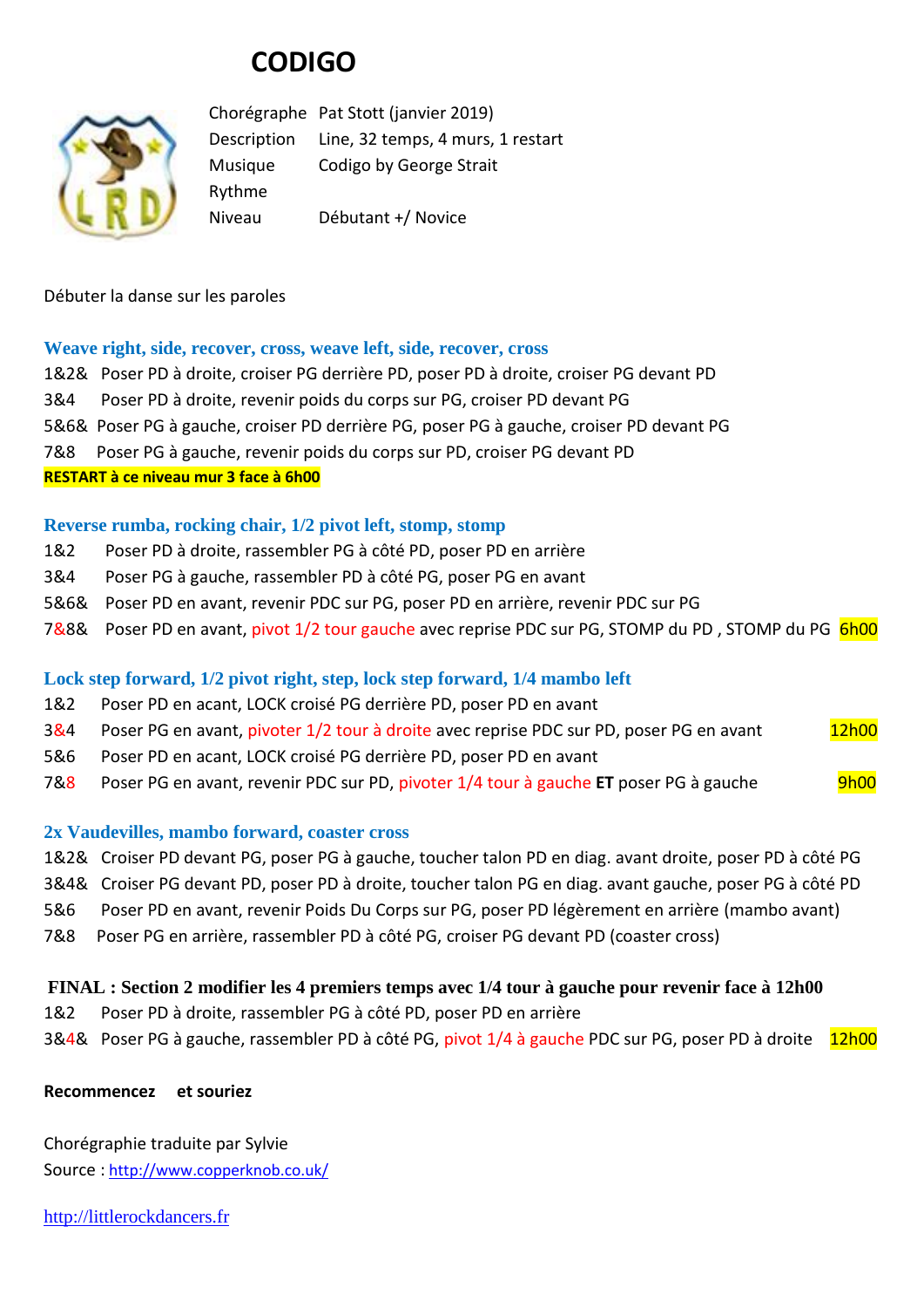# CODIGO

| | |
|---|---|
| Chorégraphe | Pat Stott (janvier 2019) |
| Description | Line, 32 temps, 4 murs, 1 restart |
| Musique | Codigo by George Strait |
| Rythme | |
| Niveau | Débutant +/ Novice |

Débuter la danse sur les paroles

### Weave right, side, recover, cross, weave left, side, recover, cross

1&2& Poser PD à droite, croiser PG derrière PD, poser PD à droite, croiser PG devant PD
3&4 Poser PD à droite, revenir poids du corps sur PG, croiser PD devant PG
5&6& Poser PG à gauche, croiser PD derrière PG, poser PG à gauche, croiser PD devant PG
7&8 Poser PG à gauche, revenir poids du corps sur PD, croiser PG devant PD

**RESTART à ce niveau mur 3 face à 6h00**

### Reverse rumba, rocking chair, 1/2 pivot left, stomp, stomp

1&2 Poser PD à droite, rassembler PG à côté PD, poser PD en arrière
3&4 Poser PG à gauche, rassembler PD à côté PG, poser PG en avant
5&6& Poser PD en avant, revenir PDC sur PG, poser PD en arrière, revenir PDC sur PG
7&8& Poser PD en avant, pivot 1/2 tour gauche avec reprise PDC sur PG, STOMP du PD , STOMP du PG 6h00

### Lock step forward, 1/2 pivot right, step, lock step forward, 1/4 mambo left

1&2 Poser PD en acant, LOCK croisé PG derrière PD, poser PD en avant
3&4 Poser PG en avant, pivoter 1/2 tour à droite avec reprise PDC sur PD, poser PG en avant 12h00
5&6 Poser PD en acant, LOCK croisé PG derrière PD, poser PD en avant
7&8 Poser PG en avant, revenir PDC sur PD, pivoter 1/4 tour à gauche **ET** poser PG à gauche 9h00

### 2x Vaudevilles, mambo forward, coaster cross

1&2& Croiser PD devant PG, poser PG à gauche, toucher talon PD en diag. avant droite, poser PD à côté PG
3&4& Croiser PG devant PD, poser PD à droite, toucher talon PG en diag. avant gauche, poser PG à côté PD
5&6 Poser PD en avant, revenir Poids Du Corps sur PG, poser PD légèrement en arrière (mambo avant)
7&8 Poser PG en arrière, rassembler PD à côté PG, croiser PG devant PD (coaster cross)

**FINAL : Section 2 modifier les 4 premiers temps avec 1/4 tour à gauche pour revenir face à 12h00**

1&2 Poser PD à droite, rassembler PG à côté PD, poser PD en arrière
3&4& Poser PG à gauche, rassembler PD à côté PG, pivot 1/4 à gauche PDC sur PG, poser PD à droite 12h00

**Recommencez et souriez**

Chorégraphie traduite par Sylvie
Source : http://www.copperknob.co.uk/

http://littlerockdancers.fr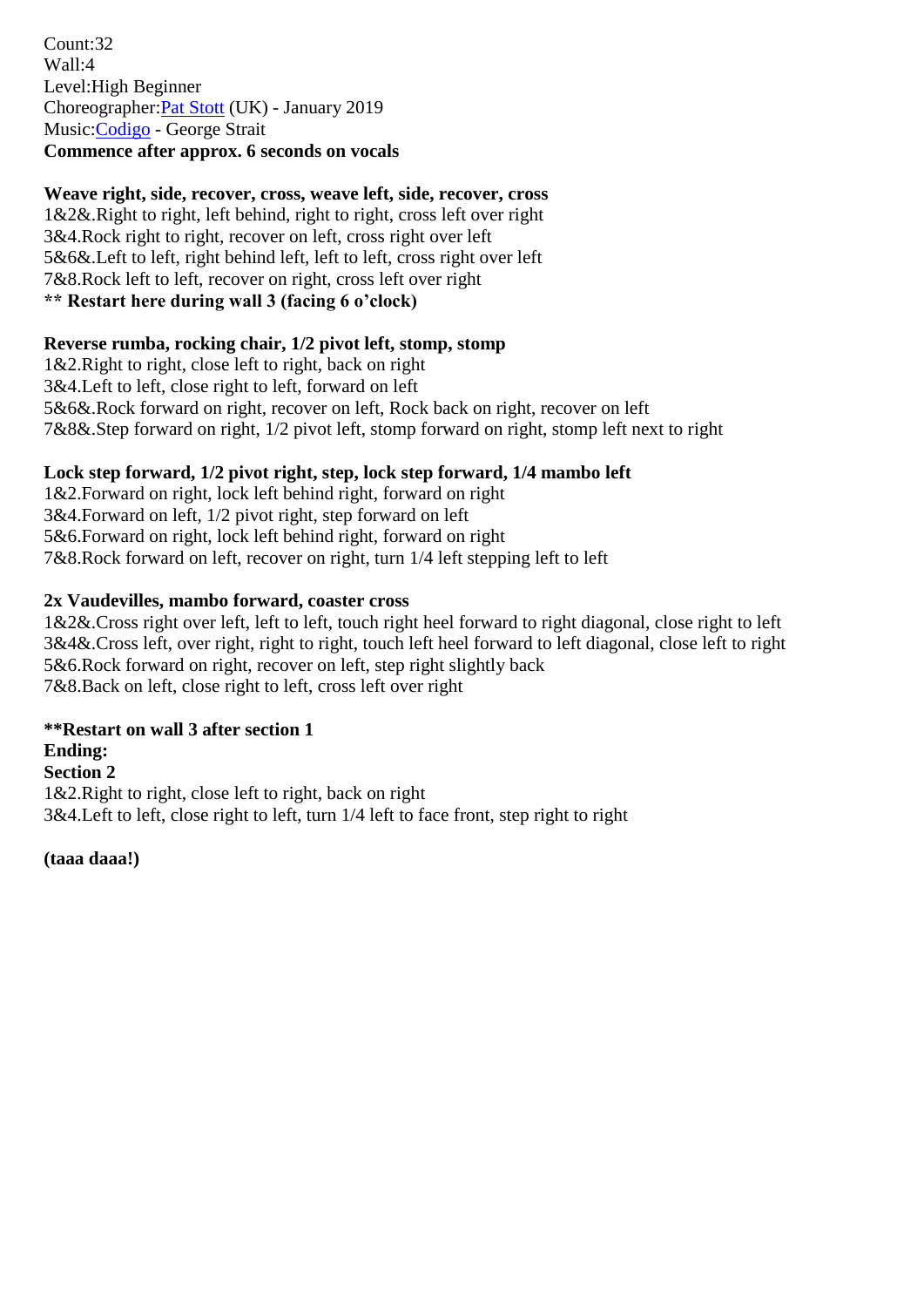Count:32
Wall:4
Level:High Beginner
Choreographer:Pat Stott (UK) - January 2019
Music:Codigo - George Strait
**Commence after approx. 6 seconds on vocals**

**Weave right, side, recover, cross, weave left, side, recover, cross**
1&2&.Right to right, left behind, right to right, cross left over right
3&4.Rock right to right, recover on left, cross right over left
5&6&.Left to left, right behind left, left to left, cross right over left
7&8.Rock left to left, recover on right, cross left over right
**\*\* Restart here during wall 3 (facing 6 o'clock)**

**Reverse rumba, rocking chair, 1/2 pivot left, stomp, stomp**
1&2.Right to right, close left to right, back on right
3&4.Left to left, close right to left, forward on left
5&6&.Rock forward on right, recover on left, Rock back on right, recover on left
7&8&.Step forward on right, 1/2 pivot left, stomp forward on right, stomp left next to right

**Lock step forward, 1/2 pivot right, step, lock step forward, 1/4 mambo left**
1&2.Forward on right, lock left behind right, forward on right
3&4.Forward on left, 1/2 pivot right, step forward on left
5&6.Forward on right, lock left behind right, forward on right
7&8.Rock forward on left, recover on right, turn 1/4 left stepping left to left

**2x Vaudevilles, mambo forward, coaster cross**
1&2&.Cross right over left, left to left, touch right heel forward to right diagonal, close right to left
3&4&.Cross left, over right, right to right, touch left heel forward to left diagonal, close left to right
5&6.Rock forward on right, recover on left, step right slightly back
7&8.Back on left, close right to left, cross left over right

**\*\*Restart on wall 3 after section 1**
**Ending:**
**Section 2**
1&2.Right to right, close left to right, back on right
3&4.Left to left, close right to left, turn 1/4 left to face front, step right to right

**(taaa daaa!)**